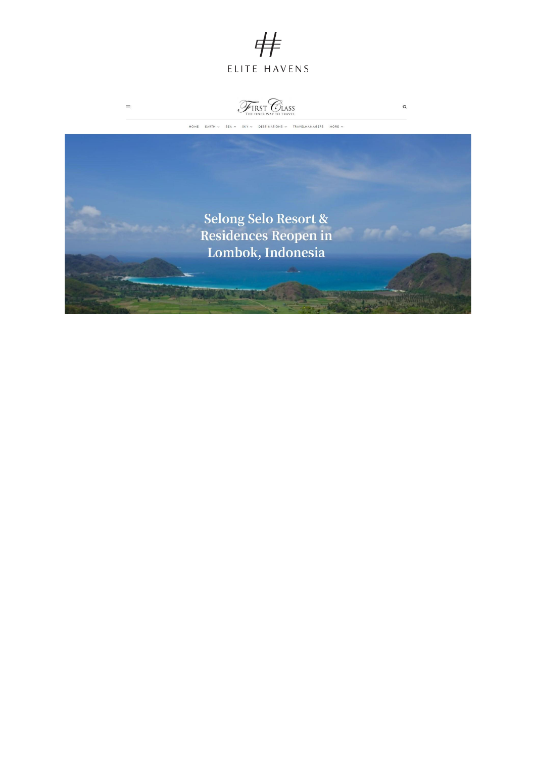ELITE HAVENS

First Class
THE FINER WAY TO TRAVEL

HOME EARTH SEA SKY DESTINATIONS TRAVELMANAGERS MORE

# Selong Selo Resort & Residences Reopen in Lombok, Indonesia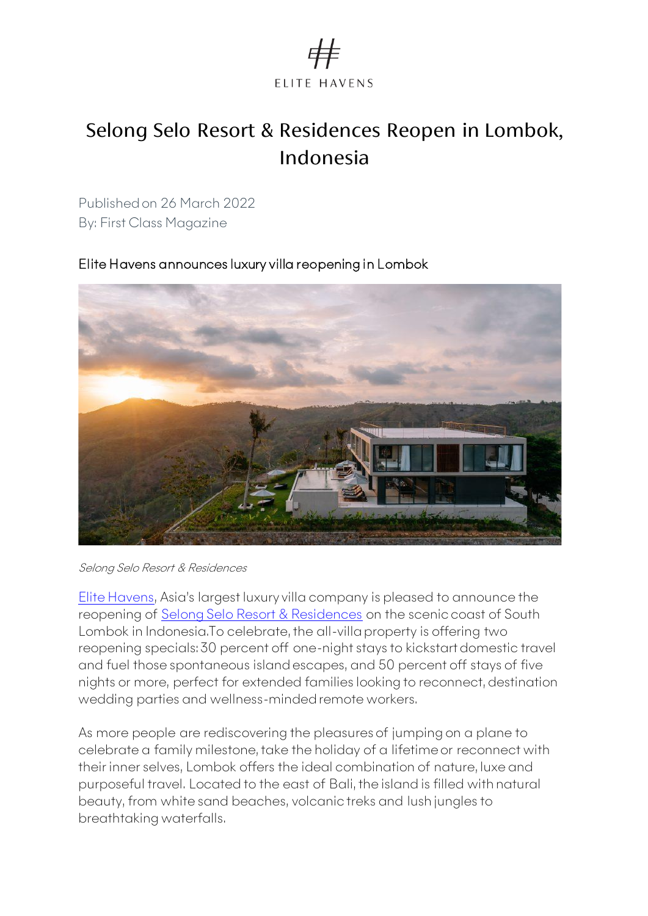ELITE HAVENS

# Selong Selo Resort & Residences Reopen in Lombok, Indonesia

Published on 26 March 2022
By: First Class Magazine

Elite Havens announces luxury villa reopening in Lombok

*Selong Selo Resort & Residences*

[Elite Havens](), Asia's largest luxury villa company is pleased to announce the reopening of [Selong Selo Resort & Residences]() on the scenic coast of South Lombok in Indonesia.To celebrate, the all-villa property is offering two reopening specials: 30 percent off one-night stays to kickstart domestic travel and fuel those spontaneous island escapes, and 50 percent off stays of five nights or more, perfect for extended families looking to reconnect, destination wedding parties and wellness-minded remote workers.

As more people are rediscovering the pleasures of jumping on a plane to celebrate a family milestone, take the holiday of a lifetime or reconnect with their inner selves, Lombok offers the ideal combination of nature, luxe and purposeful travel. Located to the east of Bali, the island is filled with natural beauty, from white sand beaches, volcanic treks and lush jungles to breathtaking waterfalls.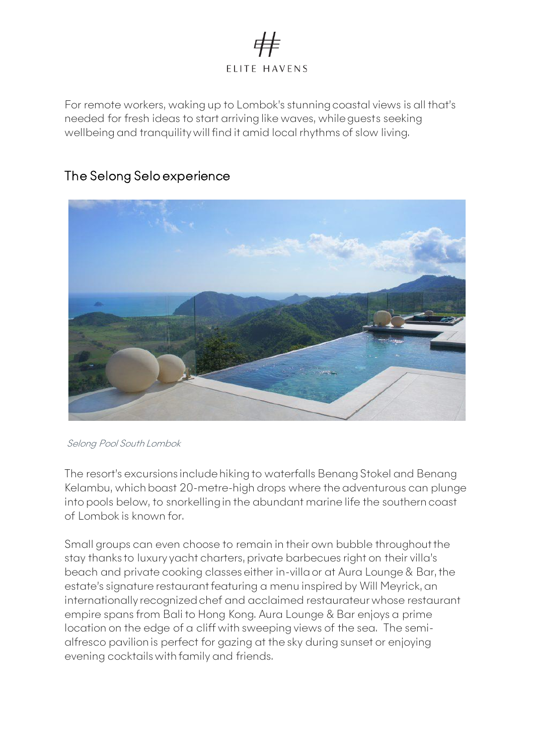For remote workers, waking up to Lombok's stunning coastal views is all that's needed for fresh ideas to start arriving like waves, while guests seeking wellbeing and tranquility will find it amid local rhythms of slow living.

## The Selong Selo experience

*Selong Pool South Lombok*

The resort's excursions include hiking to waterfalls Benang Stokel and Benang Kelambu, which boast 20-metre-high drops where the adventurous can plunge into pools below, to snorkelling in the abundant marine life the southern coast of Lombok is known for.

Small groups can even choose to remain in their own bubble throughout the stay thanks to luxury yacht charters, private barbecues right on their villa's beach and private cooking classes either in-villa or at Aura Lounge & Bar, the estate's signature restaurant featuring a menu inspired by Will Meyrick, an internationally recognized chef and acclaimed restaurateur whose restaurant empire spans from Bali to Hong Kong. Aura Lounge & Bar enjoys a prime location on the edge of a cliff with sweeping views of the sea. The semi-alfresco pavilion is perfect for gazing at the sky during sunset or enjoying evening cocktails with family and friends.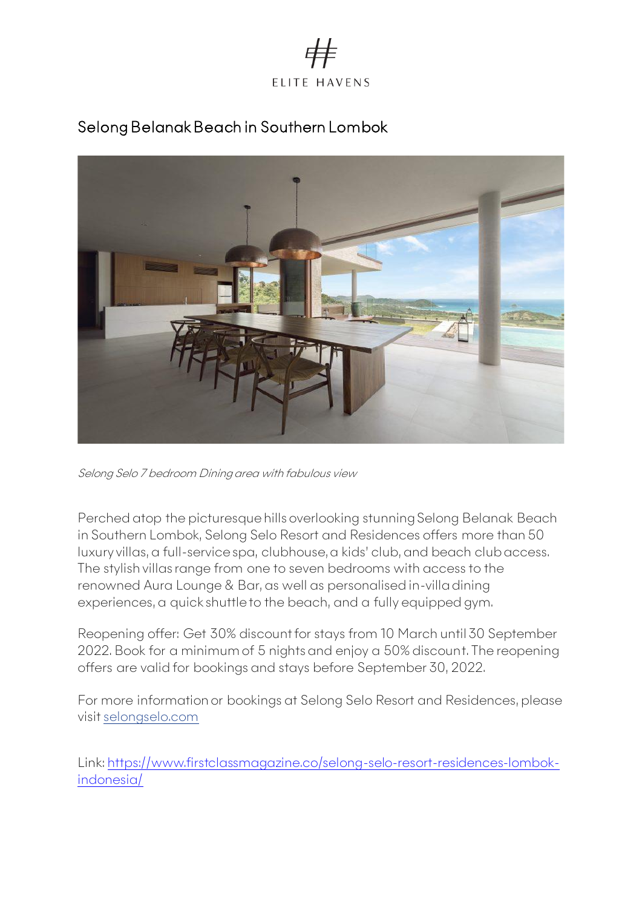## Selong Belanak Beach in Southern Lombok

*Selong Selo 7 bedroom Dining area with fabulous view*

Perched atop the picturesque hills overlooking stunning Selong Belanak Beach in Southern Lombok, Selong Selo Resort and Residences offers more than 50 luxury villas, a full-service spa, clubhouse, a kids' club, and beach club access. The stylish villas range from one to seven bedrooms with access to the renowned Aura Lounge & Bar, as well as personalised in-villa dining experiences, a quick shuttle to the beach, and a fully equipped gym.

Reopening offer: Get 30% discount for stays from 10 March until 30 September 2022. Book for a minimum of 5 nights and enjoy a 50% discount. The reopening offers are valid for bookings and stays before September 30, 2022.

For more information or bookings at Selong Selo Resort and Residences, please visit [selongselo.com](selongselo.com)

Link: [https://www.firstclassmagazine.co/selong-selo-resort-residences-lombok-indonesia/](https://www.firstclassmagazine.co/selong-selo-resort-residences-lombok-indonesia/)